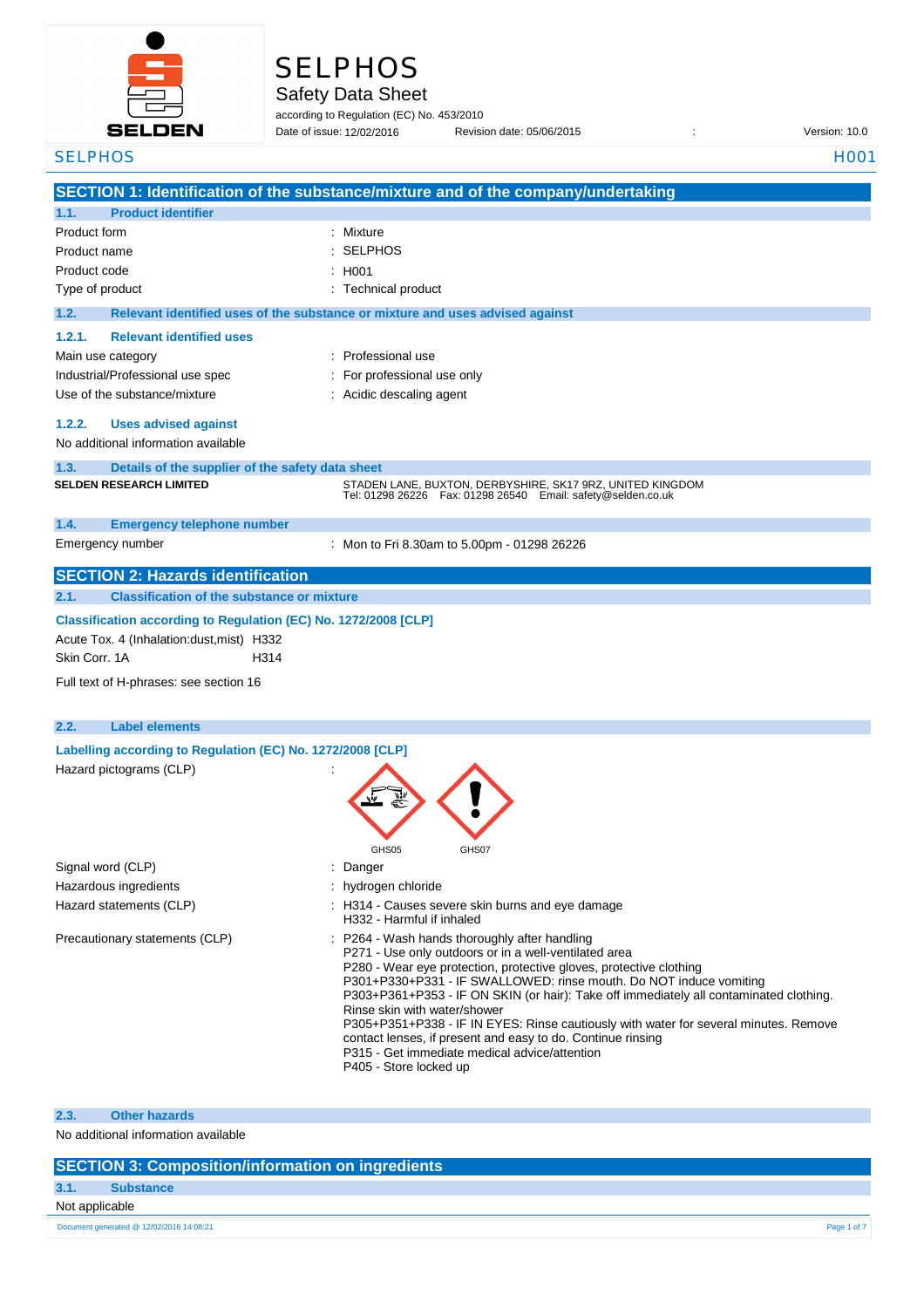# SELPHOS

## Safety Data Sheet

according to Regulation (EC) No. 453/2010

Date of issue: 12/02/2016    Revision date: 05/06/2015    :    Version: 10.0

## SECTION 1: Identification of the substance/mixture and of the company/undertaking

### 1.1. Product identifier

| | |
|---|---|
| Product form | : Mixture |
| Product name | : SELPHOS |
| Product code | : H001 |
| Type of product | : Technical product |

### 1.2. Relevant identified uses of the substance or mixture and uses advised against

#### 1.2.1. Relevant identified uses

| | |
|---|---|
| Main use category | : Professional use |
| Industrial/Professional use spec | : For professional use only |
| Use of the substance/mixture | : Acidic descaling agent |

#### 1.2.2. Uses advised against

No additional information available

### 1.3. Details of the supplier of the safety data sheet

**SELDEN RESEARCH LIMITED**

STADEN LANE, BUXTON, DERBYSHIRE, SK17 9RZ, UNITED KINGDOM
Tel: 01298 26226    Fax: 01298 26540    Email: safety@selden.co.uk

### 1.4. Emergency telephone number

| | |
|---|---|
| Emergency number | : Mon to Fri 8.30am to 5.00pm - 01298 26226 |

## SECTION 2: Hazards identification

### 2.1. Classification of the substance or mixture

**Classification according to Regulation (EC) No. 1272/2008 [CLP]**

| | |
|---|---|
| Acute Tox. 4 (Inhalation:dust,mist) | H332 |
| Skin Corr. 1A | H314 |

Full text of H-phrases: see section 16

### 2.2. Label elements

**Labelling according to Regulation (EC) No. 1272/2008 [CLP]**

Hazard pictograms (CLP) :

GHS05    GHS07

| | |
|---|---|
| Signal word (CLP) | : Danger |
| Hazardous ingredients | : hydrogen chloride |
| Hazard statements (CLP) | : H314 - Causes severe skin burns and eye damage<br>H332 - Harmful if inhaled |
| Precautionary statements (CLP) | : P264 - Wash hands thoroughly after handling<br>P271 - Use only outdoors or in a well-ventilated area<br>P280 - Wear eye protection, protective gloves, protective clothing<br>P301+P330+P331 - IF SWALLOWED: rinse mouth. Do NOT induce vomiting<br>P303+P361+P353 - IF ON SKIN (or hair): Take off immediately all contaminated clothing. Rinse skin with water/shower<br>P305+P351+P338 - IF IN EYES: Rinse cautiously with water for several minutes. Remove contact lenses, if present and easy to do. Continue rinsing<br>P315 - Get immediate medical advice/attention<br>P405 - Store locked up |

### 2.3. Other hazards

No additional information available

## SECTION 3: Composition/information on ingredients

### 3.1. Substance

Not applicable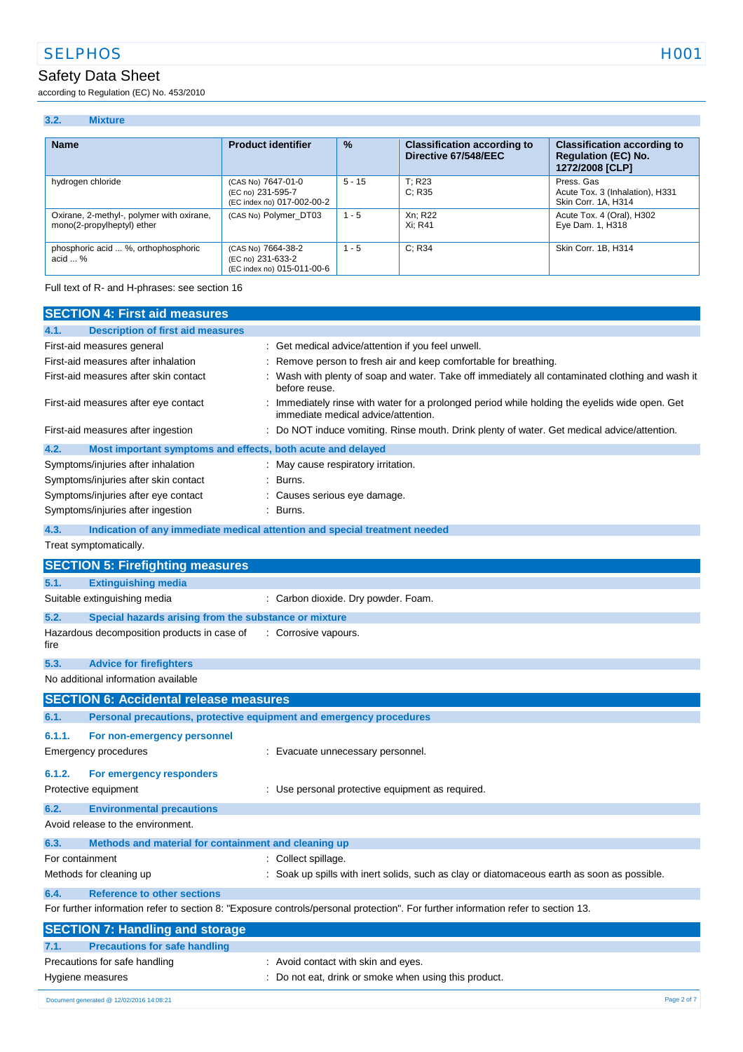### 3.2. Mixture

| Name | Product identifier | % | Classification according to Directive 67/548/EEC | Classification according to Regulation (EC) No. 1272/2008 [CLP] |
|---|---|---|---|---|
| hydrogen chloride | (CAS No) 7647-01-0<br>(EC no) 231-595-7<br>(EC index no) 017-002-00-2 | 5 - 15 | T; R23<br>C; R35 | Press. Gas<br>Acute Tox. 3 (Inhalation), H331<br>Skin Corr. 1A, H314 |
| Oxirane, 2-methyl-, polymer with oxirane, mono(2-propylheptyl) ether | (CAS No) Polymer_DT03 | 1 - 5 | Xn; R22<br>Xi; R41 | Acute Tox. 4 (Oral), H302<br>Eye Dam. 1, H318 |
| phosphoric acid ... %, orthophosphoric acid ... % | (CAS No) 7664-38-2<br>(EC no) 231-633-2<br>(EC index no) 015-011-00-6 | 1 - 5 | C; R34 | Skin Corr. 1B, H314 |

Full text of R- and H-phrases: see section 16

## SECTION 4: First aid measures

### 4.1. Description of first aid measures

First-aid measures general : Get medical advice/attention if you feel unwell.

First-aid measures after inhalation : Remove person to fresh air and keep comfortable for breathing.

First-aid measures after skin contact : Wash with plenty of soap and water. Take off immediately all contaminated clothing and wash it before reuse.

First-aid measures after eye contact : Immediately rinse with water for a prolonged period while holding the eyelids wide open. Get immediate medical advice/attention.

First-aid measures after ingestion : Do NOT induce vomiting. Rinse mouth. Drink plenty of water. Get medical advice/attention.

### 4.2. Most important symptoms and effects, both acute and delayed

Symptoms/injuries after inhalation : May cause respiratory irritation.

Symptoms/injuries after skin contact : Burns.

Symptoms/injuries after eye contact : Causes serious eye damage.

Symptoms/injuries after ingestion : Burns.

### 4.3. Indication of any immediate medical attention and special treatment needed

Treat symptomatically.

## SECTION 5: Firefighting measures

### 5.1. Extinguishing media

Suitable extinguishing media : Carbon dioxide. Dry powder. Foam.

### 5.2. Special hazards arising from the substance or mixture

Hazardous decomposition products in case of fire : Corrosive vapours.

### 5.3. Advice for firefighters

No additional information available

## SECTION 6: Accidental release measures

### 6.1. Personal precautions, protective equipment and emergency procedures

#### 6.1.1. For non-emergency personnel

Emergency procedures : Evacuate unnecessary personnel.

#### 6.1.2. For emergency responders

Protective equipment : Use personal protective equipment as required.

### 6.2. Environmental precautions

Avoid release to the environment.

### 6.3. Methods and material for containment and cleaning up

For containment : Collect spillage.

Methods for cleaning up : Soak up spills with inert solids, such as clay or diatomaceous earth as soon as possible.

### 6.4. Reference to other sections

For further information refer to section 8: "Exposure controls/personal protection". For further information refer to section 13.

## SECTION 7: Handling and storage

### 7.1. Precautions for safe handling

Precautions for safe handling : Avoid contact with skin and eyes.

Hygiene measures : Do not eat, drink or smoke when using this product.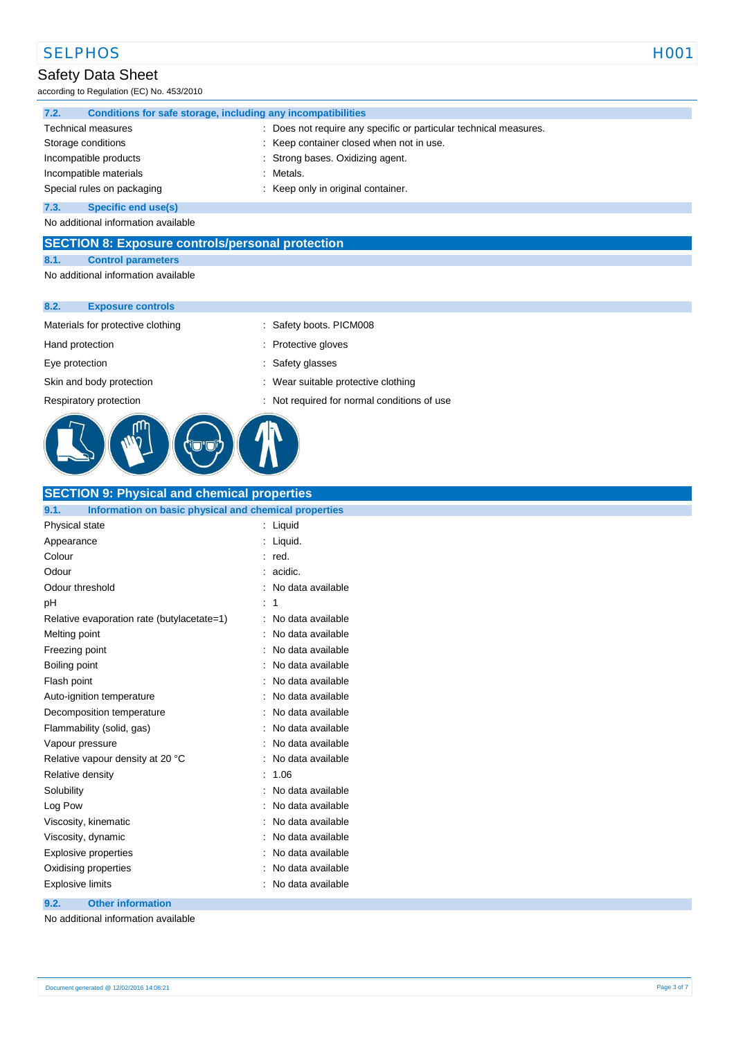### 7.2. Conditions for safe storage, including any incompatibilities

| | |
|---|---|
| Technical measures | : Does not require any specific or particular technical measures. |
| Storage conditions | : Keep container closed when not in use. |
| Incompatible products | : Strong bases. Oxidizing agent. |
| Incompatible materials | : Metals. |
| Special rules on packaging | : Keep only in original container. |

### 7.3. Specific end use(s)

No additional information available

## SECTION 8: Exposure controls/personal protection

### 8.1. Control parameters

No additional information available

### 8.2. Exposure controls

| | |
|---|---|
| Materials for protective clothing | : Safety boots. PICM008 |
| Hand protection | : Protective gloves |
| Eye protection | : Safety glasses |
| Skin and body protection | : Wear suitable protective clothing |
| Respiratory protection | : Not required for normal conditions of use |

## SECTION 9: Physical and chemical properties

### 9.1. Information on basic physical and chemical properties

| | |
|---|---|
| Physical state | : Liquid |
| Appearance | : Liquid. |
| Colour | : red. |
| Odour | : acidic. |
| Odour threshold | : No data available |
| pH | : 1 |
| Relative evaporation rate (butylacetate=1) | : No data available |
| Melting point | : No data available |
| Freezing point | : No data available |
| Boiling point | : No data available |
| Flash point | : No data available |
| Auto-ignition temperature | : No data available |
| Decomposition temperature | : No data available |
| Flammability (solid, gas) | : No data available |
| Vapour pressure | : No data available |
| Relative vapour density at 20 °C | : No data available |
| Relative density | : 1.06 |
| Solubility | : No data available |
| Log Pow | : No data available |
| Viscosity, kinematic | : No data available |
| Viscosity, dynamic | : No data available |
| Explosive properties | : No data available |
| Oxidising properties | : No data available |
| Explosive limits | : No data available |

### 9.2. Other information

No additional information available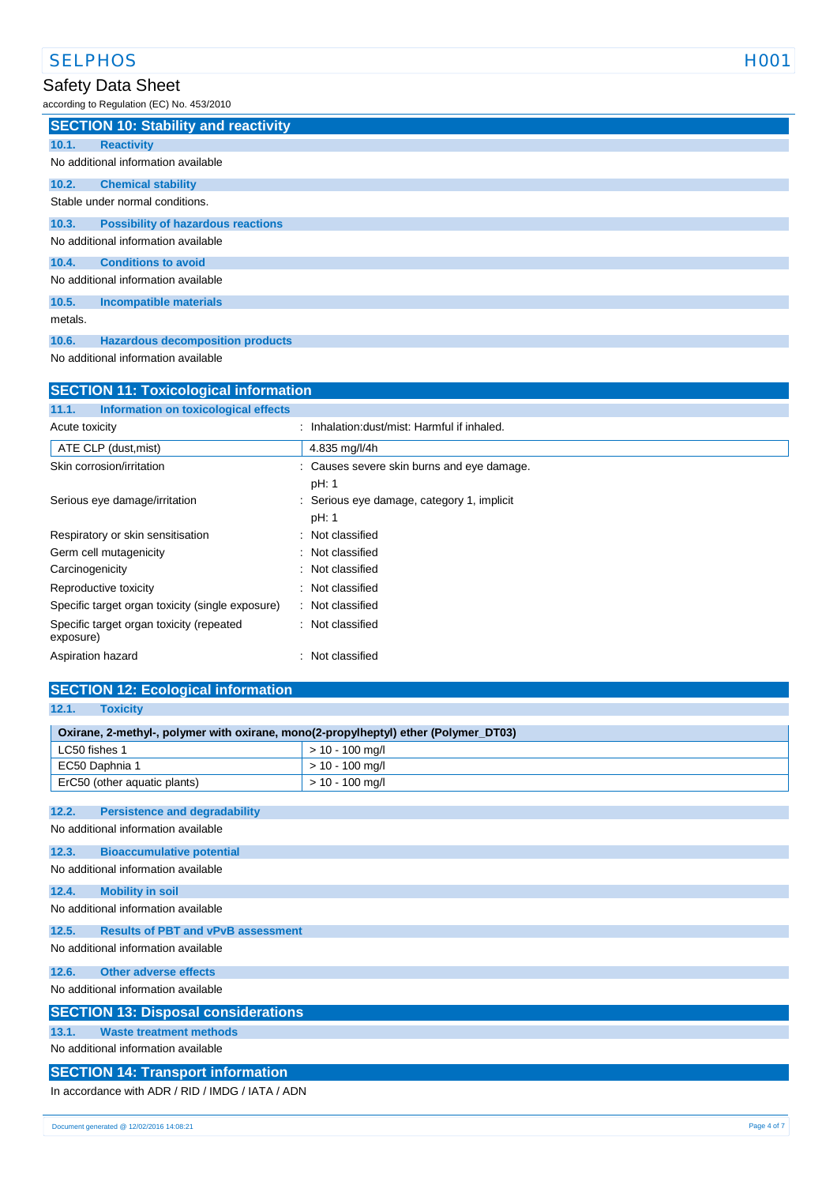## SECTION 10: Stability and reactivity

### 10.1. Reactivity

No additional information available

### 10.2. Chemical stability

Stable under normal conditions.

### 10.3. Possibility of hazardous reactions

No additional information available

### 10.4. Conditions to avoid

No additional information available

### 10.5. Incompatible materials

metals.

### 10.6. Hazardous decomposition products

No additional information available

## SECTION 11: Toxicological information

### 11.1. Information on toxicological effects

Acute toxicity : Inhalation:dust/mist: Harmful if inhaled.

| ATE CLP (dust,mist) | 4.835 mg/l/4h |
|---|---|

Skin corrosion/irritation : Causes severe skin burns and eye damage.
pH: 1

Serious eye damage/irritation : Serious eye damage, category 1, implicit
pH: 1

Respiratory or skin sensitisation : Not classified

Germ cell mutagenicity : Not classified

Carcinogenicity : Not classified

Reproductive toxicity : Not classified

Specific target organ toxicity (single exposure) : Not classified

Specific target organ toxicity (repeated exposure) : Not classified

Aspiration hazard : Not classified

## SECTION 12: Ecological information

### 12.1. Toxicity

| Oxirane, 2-methyl-, polymer with oxirane, mono(2-propylheptyl) ether (Polymer_DT03) | |
|---|---|
| LC50 fishes 1 | > 10 - 100 mg/l |
| EC50 Daphnia 1 | > 10 - 100 mg/l |
| ErC50 (other aquatic plants) | > 10 - 100 mg/l |

### 12.2. Persistence and degradability

No additional information available

### 12.3. Bioaccumulative potential

No additional information available

### 12.4. Mobility in soil

No additional information available

### 12.5. Results of PBT and vPvB assessment

No additional information available

### 12.6. Other adverse effects

No additional information available

## SECTION 13: Disposal considerations

### 13.1. Waste treatment methods

No additional information available

## SECTION 14: Transport information

In accordance with ADR / RID / IMDG / IATA / ADN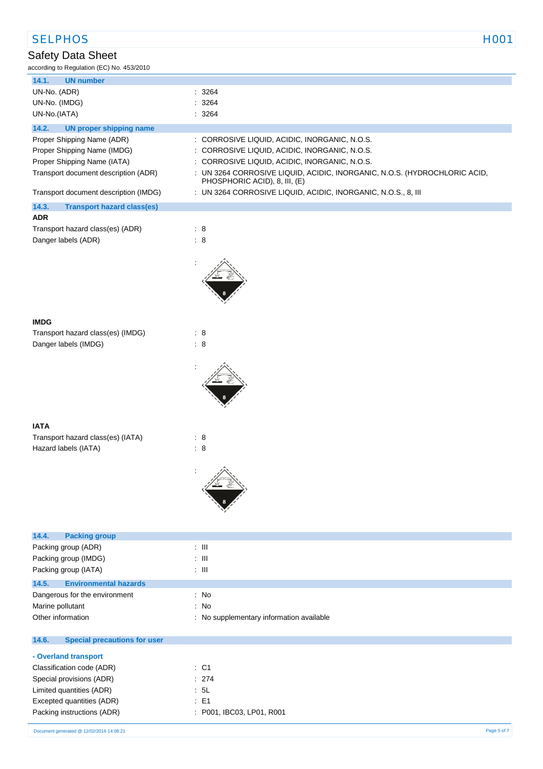### 14.1. UN number

| | |
|---|---|
| UN-No. (ADR) | : 3264 |
| UN-No. (IMDG) | : 3264 |
| UN-No.(IATA) | : 3264 |

### 14.2. UN proper shipping name

| | |
|---|---|
| Proper Shipping Name (ADR) | : CORROSIVE LIQUID, ACIDIC, INORGANIC, N.O.S. |
| Proper Shipping Name (IMDG) | : CORROSIVE LIQUID, ACIDIC, INORGANIC, N.O.S. |
| Proper Shipping Name (IATA) | : CORROSIVE LIQUID, ACIDIC, INORGANIC, N.O.S. |
| Transport document description (ADR) | : UN 3264 CORROSIVE LIQUID, ACIDIC, INORGANIC, N.O.S. (HYDROCHLORIC ACID, PHOSPHORIC ACID), 8, III, (E) |
| Transport document description (IMDG) | : UN 3264 CORROSIVE LIQUID, ACIDIC, INORGANIC, N.O.S., 8, III |

### 14.3. Transport hazard class(es)

**ADR**

| | |
|---|---|
| Transport hazard class(es) (ADR) | : 8 |
| Danger labels (ADR) | : 8 |

**IMDG**

| | |
|---|---|
| Transport hazard class(es) (IMDG) | : 8 |
| Danger labels (IMDG) | : 8 |

**IATA**

| | |
|---|---|
| Transport hazard class(es) (IATA) | : 8 |
| Hazard labels (IATA) | : 8 |

### 14.4. Packing group

| | |
|---|---|
| Packing group (ADR) | : III |
| Packing group (IMDG) | : III |
| Packing group (IATA) | : III |

### 14.5. Environmental hazards

| | |
|---|---|
| Dangerous for the environment | : No |
| Marine pollutant | : No |
| Other information | : No supplementary information available |

### 14.6. Special precautions for user

**- Overland transport**

| | |
|---|---|
| Classification code (ADR) | : C1 |
| Special provisions (ADR) | : 274 |
| Limited quantities (ADR) | : 5L |
| Excepted quantities (ADR) | : E1 |
| Packing instructions (ADR) | : P001, IBC03, LP01, R001 |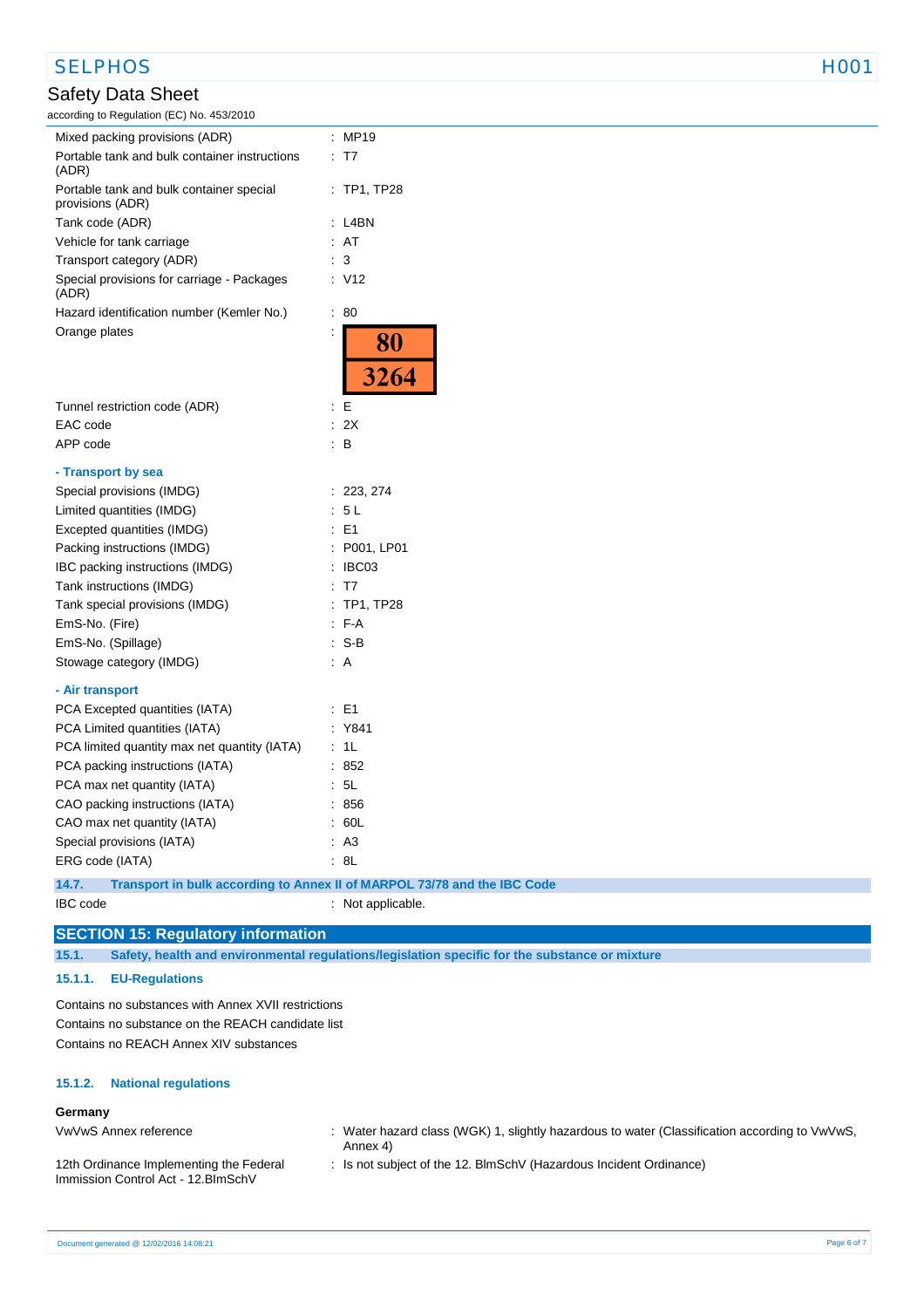| | |
|---|---|
| Mixed packing provisions (ADR) | : MP19 |
| Portable tank and bulk container instructions (ADR) | : T7 |
| Portable tank and bulk container special provisions (ADR) | : TP1, TP28 |
| Tank code (ADR) | : L4BN |
| Vehicle for tank carriage | : AT |
| Transport category (ADR) | : 3 |
| Special provisions for carriage - Packages (ADR) | : V12 |
| Hazard identification number (Kemler No.) | : 80 |
| Orange plates | : 80 / 3264 |
| Tunnel restriction code (ADR) | : E |
| EAC code | : 2X |
| APP code | : B |

**- Transport by sea**

| | |
|---|---|
| Special provisions (IMDG) | : 223, 274 |
| Limited quantities (IMDG) | : 5 L |
| Excepted quantities (IMDG) | : E1 |
| Packing instructions (IMDG) | : P001, LP01 |
| IBC packing instructions (IMDG) | : IBC03 |
| Tank instructions (IMDG) | : T7 |
| Tank special provisions (IMDG) | : TP1, TP28 |
| EmS-No. (Fire) | : F-A |
| EmS-No. (Spillage) | : S-B |
| Stowage category (IMDG) | : A |

**- Air transport**

| | |
|---|---|
| PCA Excepted quantities (IATA) | : E1 |
| PCA Limited quantities (IATA) | : Y841 |
| PCA limited quantity max net quantity (IATA) | : 1L |
| PCA packing instructions (IATA) | : 852 |
| PCA max net quantity (IATA) | : 5L |
| CAO packing instructions (IATA) | : 856 |
| CAO max net quantity (IATA) | : 60L |
| Special provisions (IATA) | : A3 |
| ERG code (IATA) | : 8L |

### 14.7. Transport in bulk according to Annex II of MARPOL 73/78 and the IBC Code

IBC code : Not applicable.

## SECTION 15: Regulatory information

### 15.1. Safety, health and environmental regulations/legislation specific for the substance or mixture

#### 15.1.1. EU-Regulations

Contains no substances with Annex XVII restrictions
Contains no substance on the REACH candidate list
Contains no REACH Annex XIV substances

#### 15.1.2. National regulations

**Germany**

| | |
|---|---|
| VwVwS Annex reference | : Water hazard class (WGK) 1, slightly hazardous to water (Classification according to VwVwS, Annex 4) |
| 12th Ordinance Implementing the Federal Immission Control Act - 12.BImSchV | : Is not subject of the 12. BlmSchV (Hazardous Incident Ordinance) |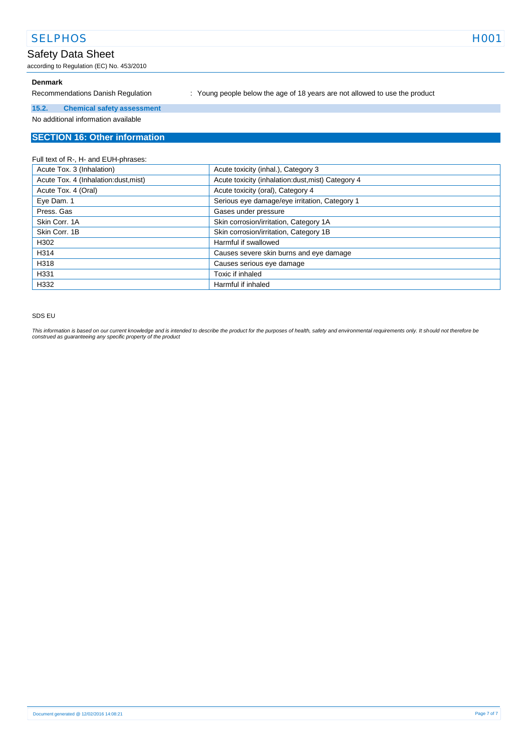**Denmark**

Recommendations Danish Regulation : Young people below the age of 18 years are not allowed to use the product

### 15.2. Chemical safety assessment

No additional information available

## SECTION 16: Other information

Full text of R-, H- and EUH-phrases:

| | |
|---|---|
| Acute Tox. 3 (Inhalation) | Acute toxicity (inhal.), Category 3 |
| Acute Tox. 4 (Inhalation:dust,mist) | Acute toxicity (inhalation:dust,mist) Category 4 |
| Acute Tox. 4 (Oral) | Acute toxicity (oral), Category 4 |
| Eye Dam. 1 | Serious eye damage/eye irritation, Category 1 |
| Press. Gas | Gases under pressure |
| Skin Corr. 1A | Skin corrosion/irritation, Category 1A |
| Skin Corr. 1B | Skin corrosion/irritation, Category 1B |
| H302 | Harmful if swallowed |
| H314 | Causes severe skin burns and eye damage |
| H318 | Causes serious eye damage |
| H331 | Toxic if inhaled |
| H332 | Harmful if inhaled |

SDS EU

*This information is based on our current knowledge and is intended to describe the product for the purposes of health, safety and environmental requirements only. It should not therefore be construed as guaranteeing any specific property of the product*